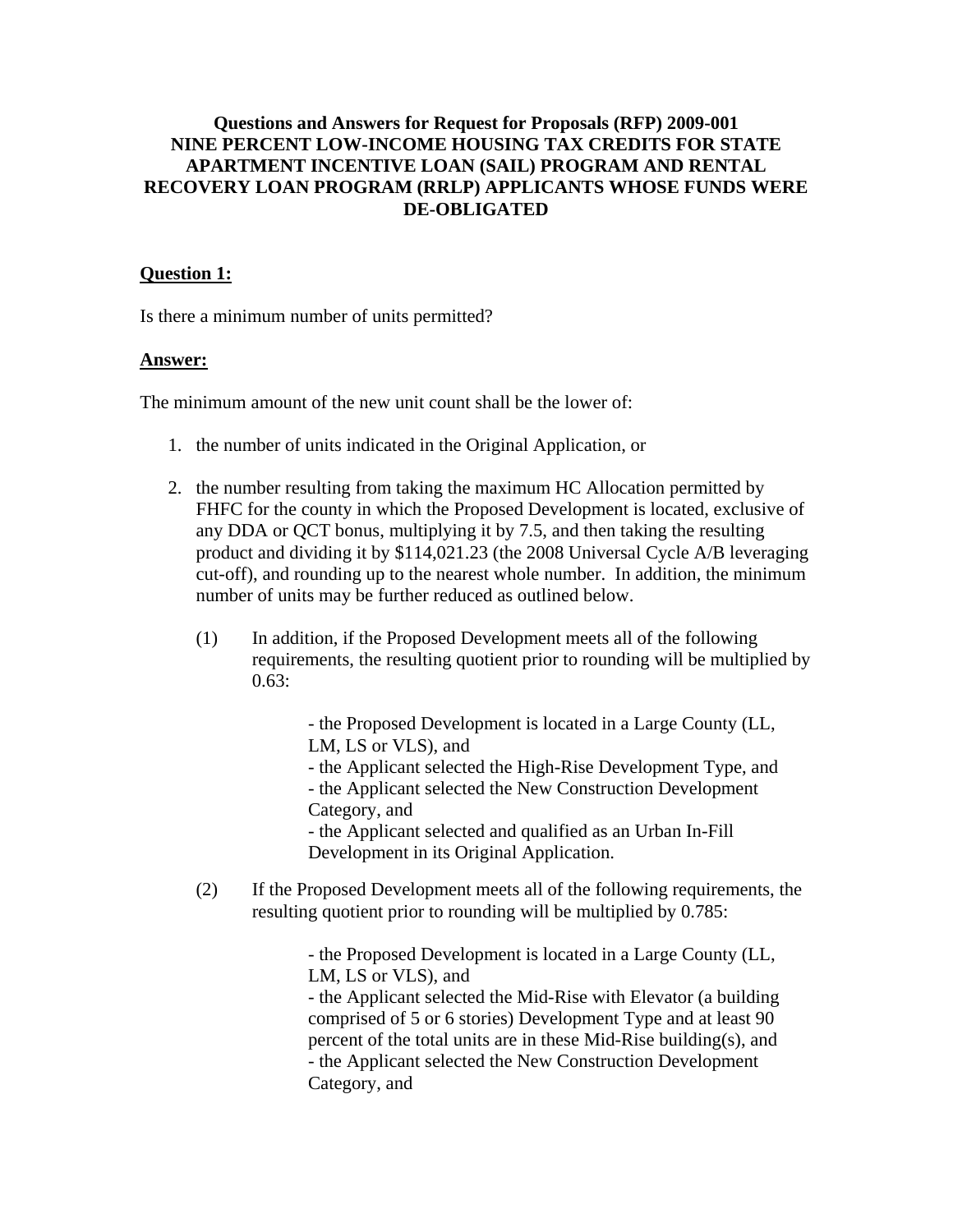**Questions and Answers for Request for Proposals (RFP) 2009-001 NINE PERCENT LOW-INCOME HOUSING TAX CREDITS FOR STATE APARTMENT INCENTIVE LOAN (SAIL) PROGRAM AND RENTAL RECOVERY LOAN PROGRAM (RRLP) APPLICANTS WHOSE FUNDS WERE DE-OBLIGATED**

**Question 1:**

Is there a minimum number of units permitted?

**Answer:**

The minimum amount of the new unit count shall be the lower of:

1. the number of units indicated in the Original Application, or

2. the number resulting from taking the maximum HC Allocation permitted by FHFC for the county in which the Proposed Development is located, exclusive of any DDA or QCT bonus, multiplying it by 7.5, and then taking the resulting product and dividing it by $114,021.23 (the 2008 Universal Cycle A/B leveraging cut-off), and rounding up to the nearest whole number. In addition, the minimum number of units may be further reduced as outlined below.

   (1) In addition, if the Proposed Development meets all of the following requirements, the resulting quotient prior to rounding will be multiplied by 0.63:

   - the Proposed Development is located in a Large County (LL, LM, LS or VLS), and
   - the Applicant selected the High-Rise Development Type, and
   - the Applicant selected the New Construction Development Category, and
   - the Applicant selected and qualified as an Urban In-Fill Development in its Original Application.

   (2) If the Proposed Development meets all of the following requirements, the resulting quotient prior to rounding will be multiplied by 0.785:

   - the Proposed Development is located in a Large County (LL, LM, LS or VLS), and
   - the Applicant selected the Mid-Rise with Elevator (a building comprised of 5 or 6 stories) Development Type and at least 90 percent of the total units are in these Mid-Rise building(s), and
   - the Applicant selected the New Construction Development Category, and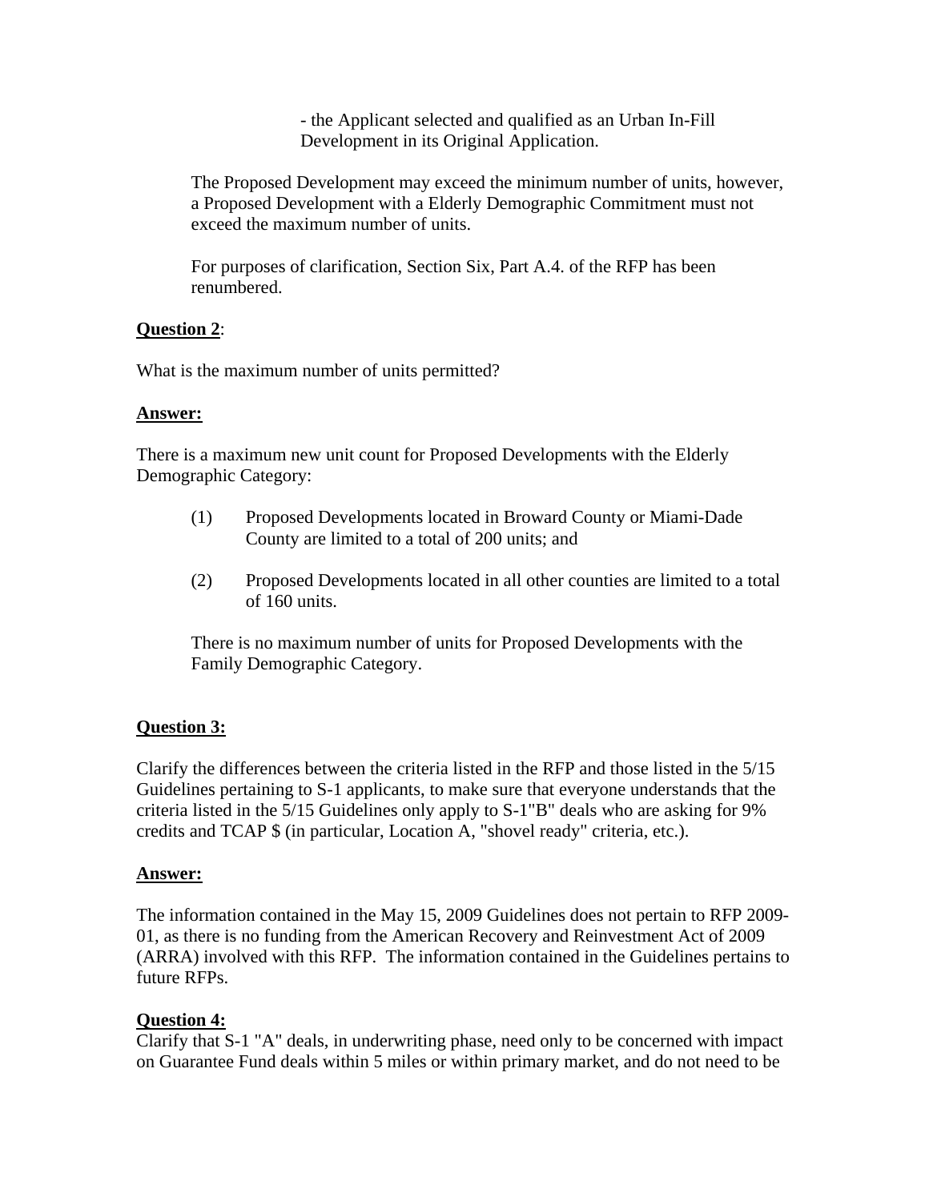- the Applicant selected and qualified as an Urban In-Fill Development in its Original Application.

The Proposed Development may exceed the minimum number of units, however, a Proposed Development with a Elderly Demographic Commitment must not exceed the maximum number of units.

For purposes of clarification, Section Six, Part A.4. of the RFP has been renumbered.

**Question 2**:

What is the maximum number of units permitted?

**Answer:**

There is a maximum new unit count for Proposed Developments with the Elderly Demographic Category:

(1) Proposed Developments located in Broward County or Miami-Dade County are limited to a total of 200 units; and

(2) Proposed Developments located in all other counties are limited to a total of 160 units.

There is no maximum number of units for Proposed Developments with the Family Demographic Category.

**Question 3:**

Clarify the differences between the criteria listed in the RFP and those listed in the 5/15 Guidelines pertaining to S-1 applicants, to make sure that everyone understands that the criteria listed in the 5/15 Guidelines only apply to S-1"B" deals who are asking for 9% credits and TCAP $ (in particular, Location A, "shovel ready" criteria, etc.).

**Answer:**

The information contained in the May 15, 2009 Guidelines does not pertain to RFP 2009-01, as there is no funding from the American Recovery and Reinvestment Act of 2009 (ARRA) involved with this RFP. The information contained in the Guidelines pertains to future RFPs.

**Question 4:**

Clarify that S-1 "A" deals, in underwriting phase, need only to be concerned with impact on Guarantee Fund deals within 5 miles or within primary market, and do not need to be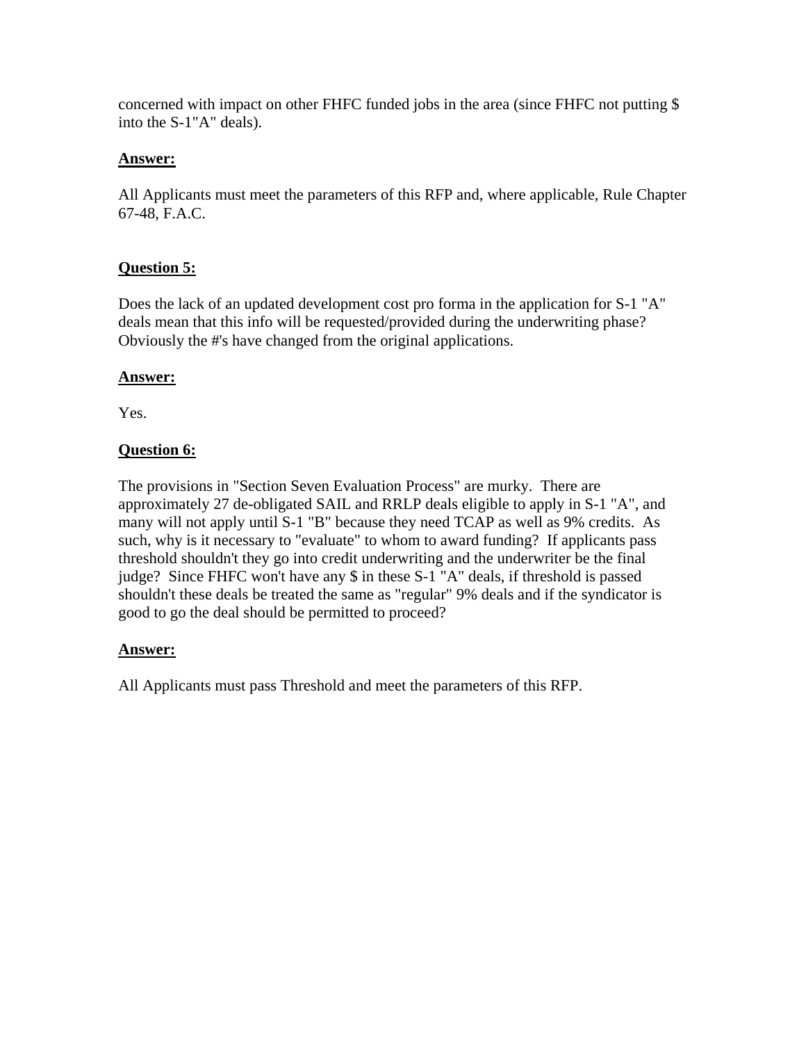concerned with impact on other FHFC funded jobs in the area (since FHFC not putting $ into the S-1"A" deals).

**Answer:**

All Applicants must meet the parameters of this RFP and, where applicable, Rule Chapter 67-48, F.A.C.

**Question 5:**

Does the lack of an updated development cost pro forma in the application for S-1 "A" deals mean that this info will be requested/provided during the underwriting phase? Obviously the #'s have changed from the original applications.

**Answer:**

Yes.

**Question 6:**

The provisions in "Section Seven Evaluation Process" are murky. There are approximately 27 de-obligated SAIL and RRLP deals eligible to apply in S-1 "A", and many will not apply until S-1 "B" because they need TCAP as well as 9% credits. As such, why is it necessary to "evaluate" to whom to award funding? If applicants pass threshold shouldn't they go into credit underwriting and the underwriter be the final judge? Since FHFC won't have any $ in these S-1 "A" deals, if threshold is passed shouldn't these deals be treated the same as "regular" 9% deals and if the syndicator is good to go the deal should be permitted to proceed?

**Answer:**

All Applicants must pass Threshold and meet the parameters of this RFP.